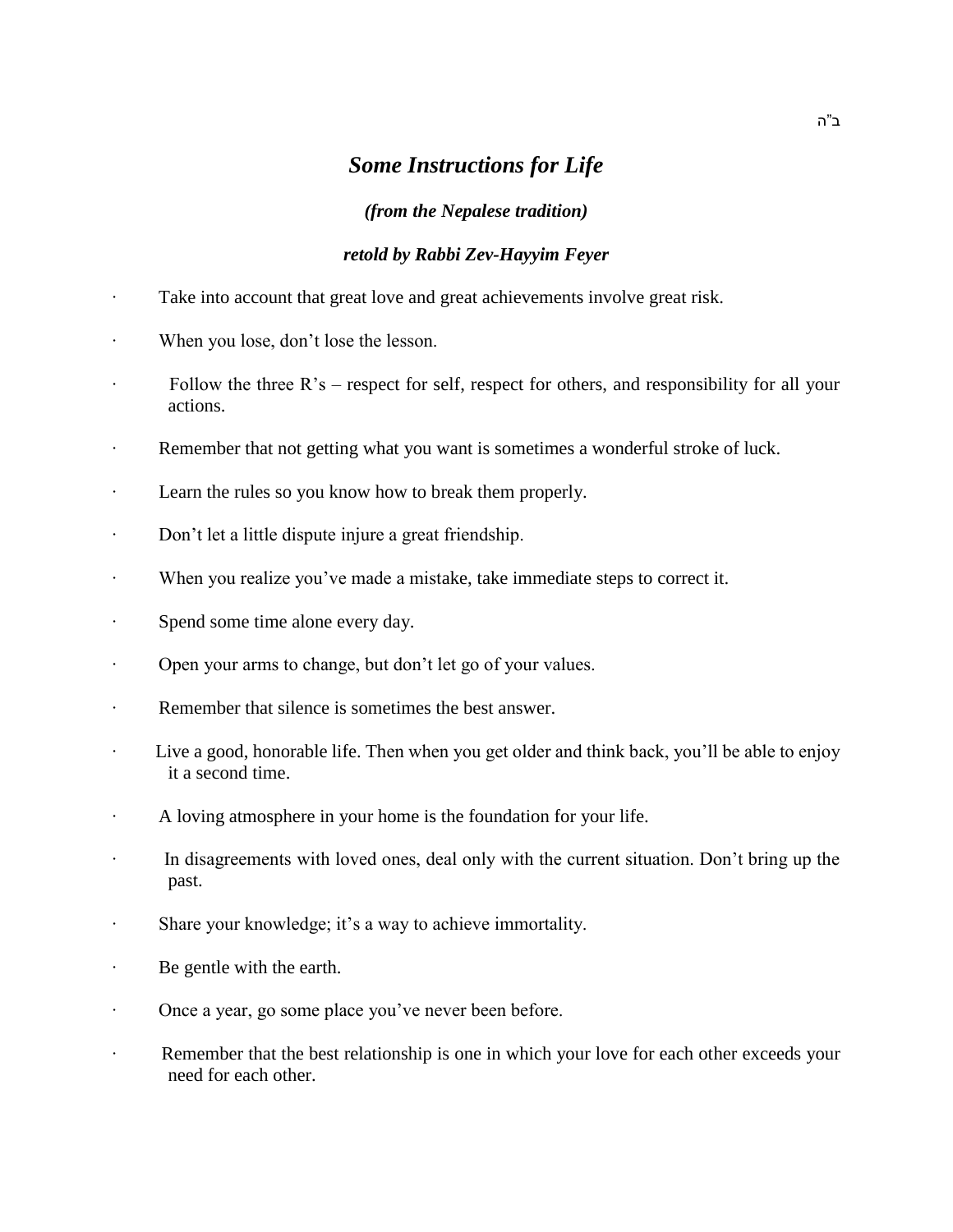ב"ה

# *Some Instructions for Life*

***(from the Nepalese tradition)***

***retold by Rabbi Zev-Hayyim Feyer***

- Take into account that great love and great achievements involve great risk.
- When you lose, don't lose the lesson.
- Follow the three R's – respect for self, respect for others, and responsibility for all your actions.
- Remember that not getting what you want is sometimes a wonderful stroke of luck.
- Learn the rules so you know how to break them properly.
- Don't let a little dispute injure a great friendship.
- When you realize you've made a mistake, take immediate steps to correct it.
- Spend some time alone every day.
- Open your arms to change, but don't let go of your values.
- Remember that silence is sometimes the best answer.
- Live a good, honorable life. Then when you get older and think back, you'll be able to enjoy it a second time.
- A loving atmosphere in your home is the foundation for your life.
- In disagreements with loved ones, deal only with the current situation. Don't bring up the past.
- Share your knowledge; it's a way to achieve immortality.
- Be gentle with the earth.
- Once a year, go some place you've never been before.
- Remember that the best relationship is one in which your love for each other exceeds your need for each other.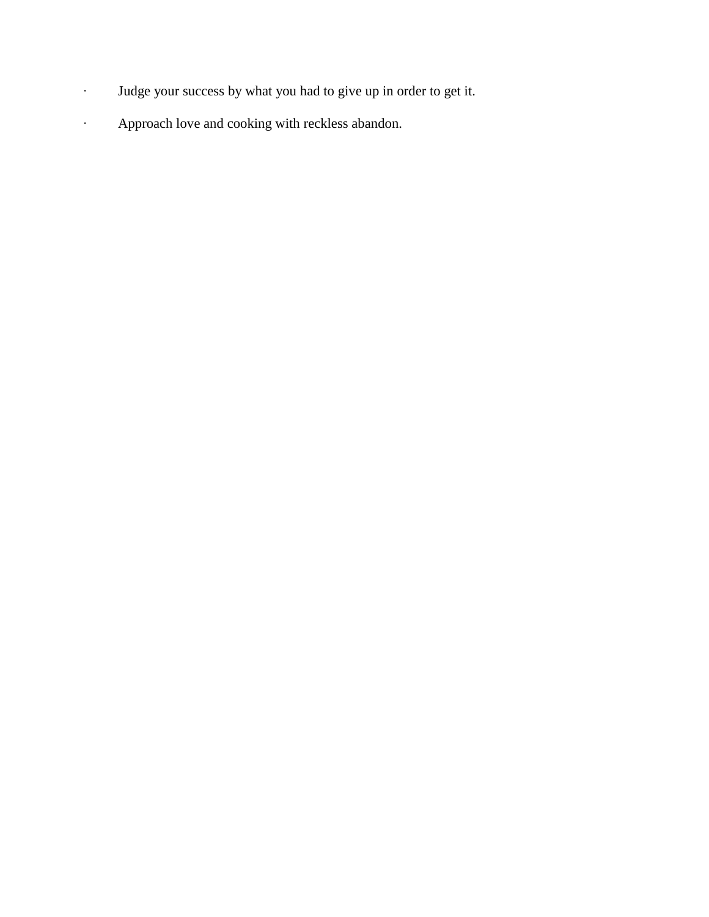- Judge your success by what you had to give up in order to get it.
- Approach love and cooking with reckless abandon.